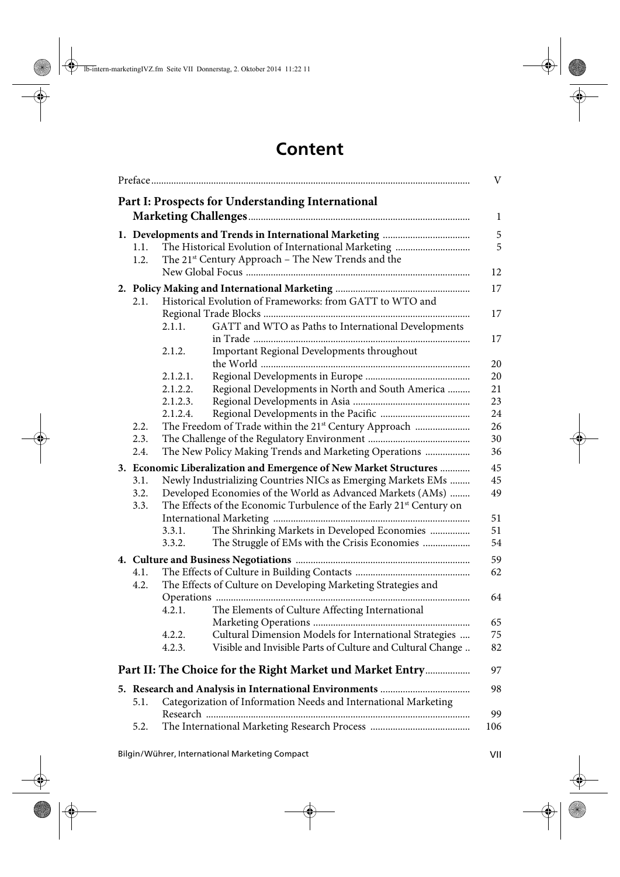# Content

| | | | |
|---|---|---|---|
| Preface | | | V |
| **Part I: Prospects for Understanding International Marketing Challenges** | | | 1 |
| **1.** | **Developments and Trends in International Marketing** | | 5 |
| | 1.1. | The Historical Evolution of International Marketing | 5 |
| | 1.2. | The 21st Century Approach – The New Trends and the New Global Focus | 12 |
| **2.** | **Policy Making and International Marketing** | | 17 |
| | 2.1. | Historical Evolution of Frameworks: from GATT to WTO and Regional Trade Blocks | 17 |
| | | 2.1.1. GATT and WTO as Paths to International Developments in Trade | 17 |
| | | 2.1.2. Important Regional Developments throughout the World | 20 |
| | | 2.1.2.1. Regional Developments in Europe | 20 |
| | | 2.1.2.2. Regional Developments in North and South America | 21 |
| | | 2.1.2.3. Regional Developments in Asia | 23 |
| | | 2.1.2.4. Regional Developments in the Pacific | 24 |
| | 2.2. | The Freedom of Trade within the 21st Century Approach | 26 |
| | 2.3. | The Challenge of the Regulatory Environment | 30 |
| | 2.4. | The New Policy Making Trends and Marketing Operations | 36 |
| **3.** | **Economic Liberalization and Emergence of New Market Structures** | | 45 |
| | 3.1. | Newly Industrializing Countries NICs as Emerging Markets EMs | 45 |
| | 3.2. | Developed Economies of the World as Advanced Markets (AMs) | 49 |
| | 3.3. | The Effects of the Economic Turbulence of the Early 21st Century on International Marketing | 51 |
| | | 3.3.1. The Shrinking Markets in Developed Economies | 51 |
| | | 3.3.2. The Struggle of EMs with the Crisis Economies | 54 |
| **4.** | **Culture and Business Negotiations** | | 59 |
| | 4.1. | The Effects of Culture in Building Contacts | 62 |
| | 4.2. | The Effects of Culture on Developing Marketing Strategies and Operations | 64 |
| | | 4.2.1. The Elements of Culture Affecting International Marketing Operations | 65 |
| | | 4.2.2. Cultural Dimension Models for International Strategies | 75 |
| | | 4.2.3. Visible and Invisible Parts of Culture and Cultural Change | 82 |
| **Part II: The Choice for the Right Market und Market Entry** | | | 97 |
| **5.** | **Research and Analysis in International Environments** | | 98 |
| | 5.1. | Categorization of Information Needs and International Marketing Research | 99 |
| | 5.2. | The International Marketing Research Process | 106 |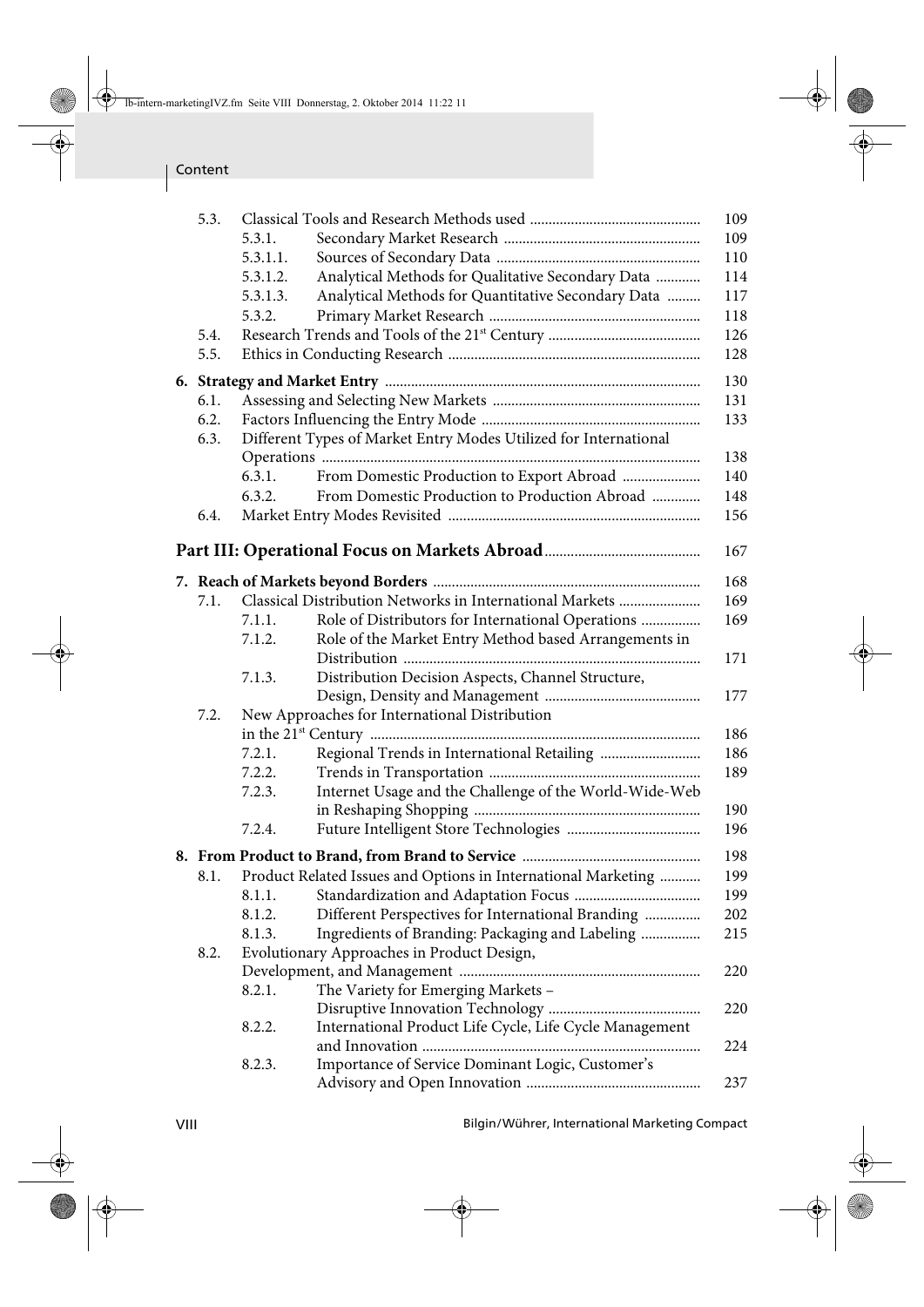| | | | |
|---|---|---|---|
| 5.3. | Classical Tools and Research Methods used | | 109 |
| | 5.3.1. | Secondary Market Research | 109 |
| | 5.3.1.1. | Sources of Secondary Data | 110 |
| | 5.3.1.2. | Analytical Methods for Qualitative Secondary Data | 114 |
| | 5.3.1.3. | Analytical Methods for Quantitative Secondary Data | 117 |
| | 5.3.2. | Primary Market Research | 118 |
| 5.4. | Research Trends and Tools of the 21st Century | | 126 |
| 5.5. | Ethics in Conducting Research | | 128 |
| **6.** | **Strategy and Market Entry** | | 130 |
| 6.1. | Assessing and Selecting New Markets | | 131 |
| 6.2. | Factors Influencing the Entry Mode | | 133 |
| 6.3. | Different Types of Market Entry Modes Utilized for International Operations | | 138 |
| | 6.3.1. | From Domestic Production to Export Abroad | 140 |
| | 6.3.2. | From Domestic Production to Production Abroad | 148 |
| 6.4. | Market Entry Modes Revisited | | 156 |

**Part III: Operational Focus on Markets Abroad** ... 167

| | | | |
|---|---|---|---|
| **7.** | **Reach of Markets beyond Borders** | | 168 |
| 7.1. | Classical Distribution Networks in International Markets | | 169 |
| | 7.1.1. | Role of Distributors for International Operations | 169 |
| | 7.1.2. | Role of the Market Entry Method based Arrangements in Distribution | 171 |
| | 7.1.3. | Distribution Decision Aspects, Channel Structure, Design, Density and Management | 177 |
| 7.2. | New Approaches for International Distribution in the 21st Century | | 186 |
| | 7.2.1. | Regional Trends in International Retailing | 186 |
| | 7.2.2. | Trends in Transportation | 189 |
| | 7.2.3. | Internet Usage and the Challenge of the World-Wide-Web in Reshaping Shopping | 190 |
| | 7.2.4. | Future Intelligent Store Technologies | 196 |
| **8.** | **From Product to Brand, from Brand to Service** | | 198 |
| 8.1. | Product Related Issues and Options in International Marketing | | 199 |
| | 8.1.1. | Standardization and Adaptation Focus | 199 |
| | 8.1.2. | Different Perspectives for International Branding | 202 |
| | 8.1.3. | Ingredients of Branding: Packaging and Labeling | 215 |
| 8.2. | Evolutionary Approaches in Product Design, Development, and Management | | 220 |
| | 8.2.1. | The Variety for Emerging Markets – Disruptive Innovation Technology | 220 |
| | 8.2.2. | International Product Life Cycle, Life Cycle Management and Innovation | 224 |
| | 8.2.3. | Importance of Service Dominant Logic, Customer's Advisory and Open Innovation | 237 |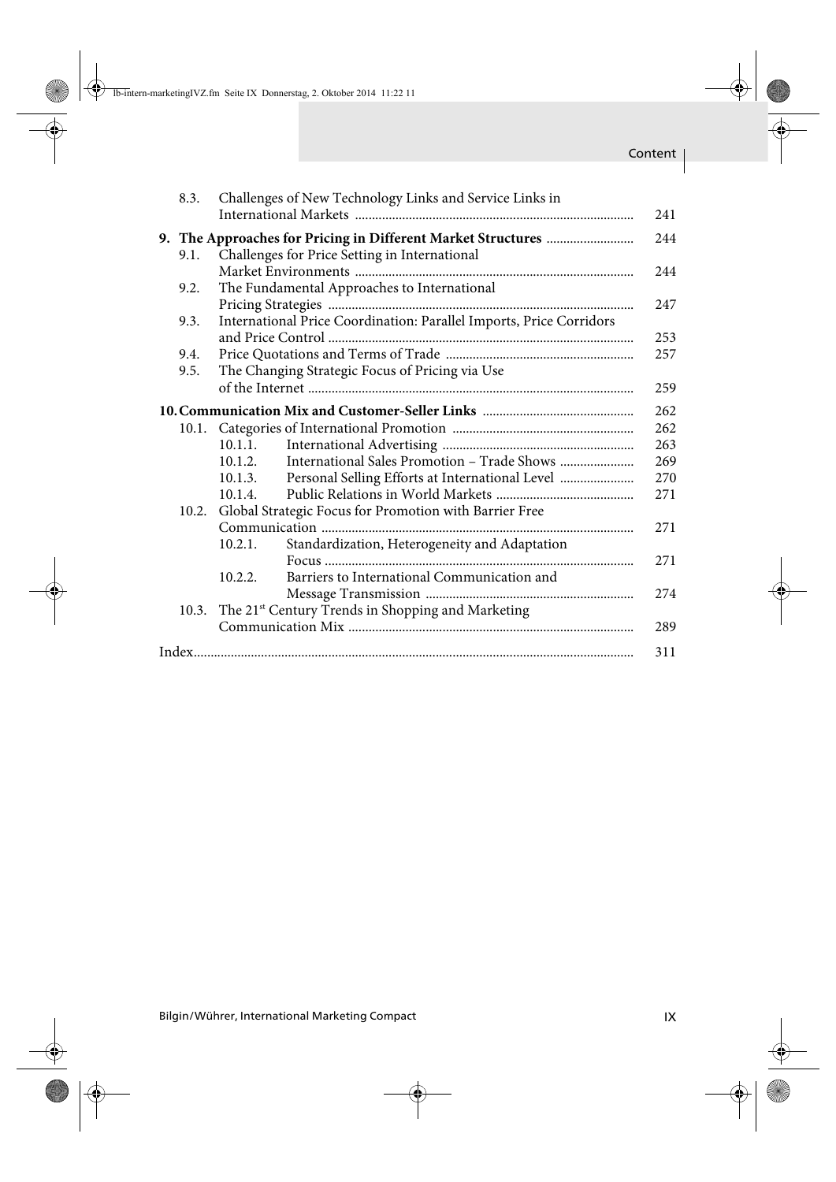| | | | |
|---|---|---|---|
| 8.3. | Challenges of New Technology Links and Service Links in International Markets | | 241 |
| **9.** | **The Approaches for Pricing in Different Market Structures** | | **244** |
| 9.1. | Challenges for Price Setting in International Market Environments | | 244 |
| 9.2. | The Fundamental Approaches to International Pricing Strategies | | 247 |
| 9.3. | International Price Coordination: Parallel Imports, Price Corridors and Price Control | | 253 |
| 9.4. | Price Quotations and Terms of Trade | | 257 |
| 9.5. | The Changing Strategic Focus of Pricing via Use of the Internet | | 259 |
| **10.** | **Communication Mix and Customer-Seller Links** | | **262** |
| 10.1. | Categories of International Promotion | | 262 |
| | 10.1.1. | International Advertising | 263 |
| | 10.1.2. | International Sales Promotion – Trade Shows | 269 |
| | 10.1.3. | Personal Selling Efforts at International Level | 270 |
| | 10.1.4. | Public Relations in World Markets | 271 |
| 10.2. | Global Strategic Focus for Promotion with Barrier Free Communication | | 271 |
| | 10.2.1. | Standardization, Heterogeneity and Adaptation Focus | 271 |
| | 10.2.2. | Barriers to International Communication and Message Transmission | 274 |
| 10.3. | The 21st Century Trends in Shopping and Marketing Communication Mix | | 289 |
| Index | | | 311 |